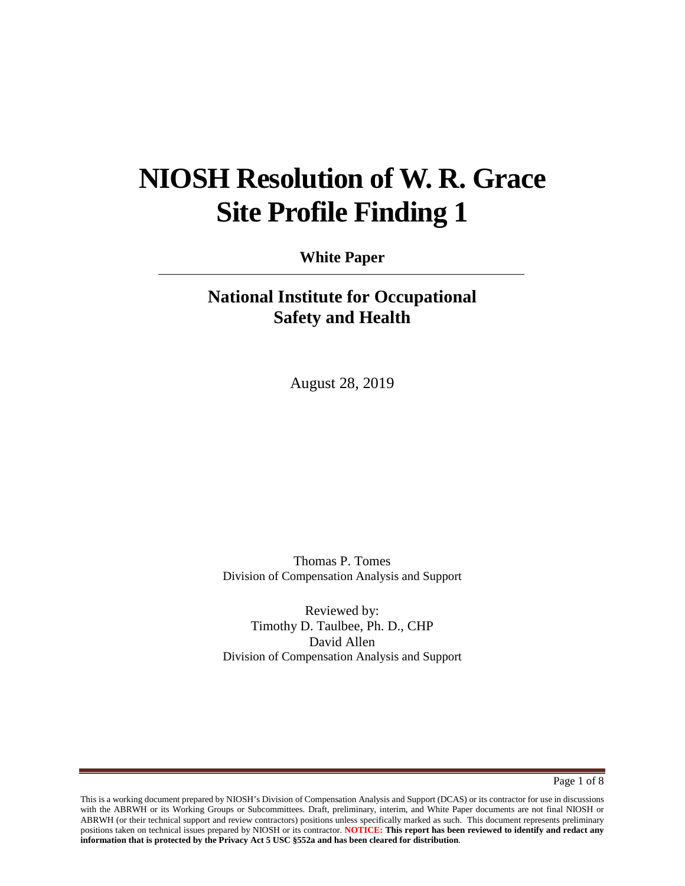# NIOSH Resolution of W. R. Grace Site Profile Finding 1

**White Paper**

---

## National Institute for Occupational Safety and Health

August 28, 2019

Thomas P. Tomes
Division of Compensation Analysis and Support

Reviewed by:
Timothy D. Taulbee, Ph. D., CHP
David Allen
Division of Compensation Analysis and Support

This is a working document prepared by NIOSH's Division of Compensation Analysis and Support (DCAS) or its contractor for use in discussions with the ABRWH or its Working Groups or Subcommittees. Draft, preliminary, interim, and White Paper documents are not final NIOSH or ABRWH (or their technical support and review contractors) positions unless specifically marked as such. This document represents preliminary positions taken on technical issues prepared by NIOSH or its contractor. **NOTICE: This report has been reviewed to identify and redact any information that is protected by the Privacy Act 5 USC §552a and has been cleared for distribution**.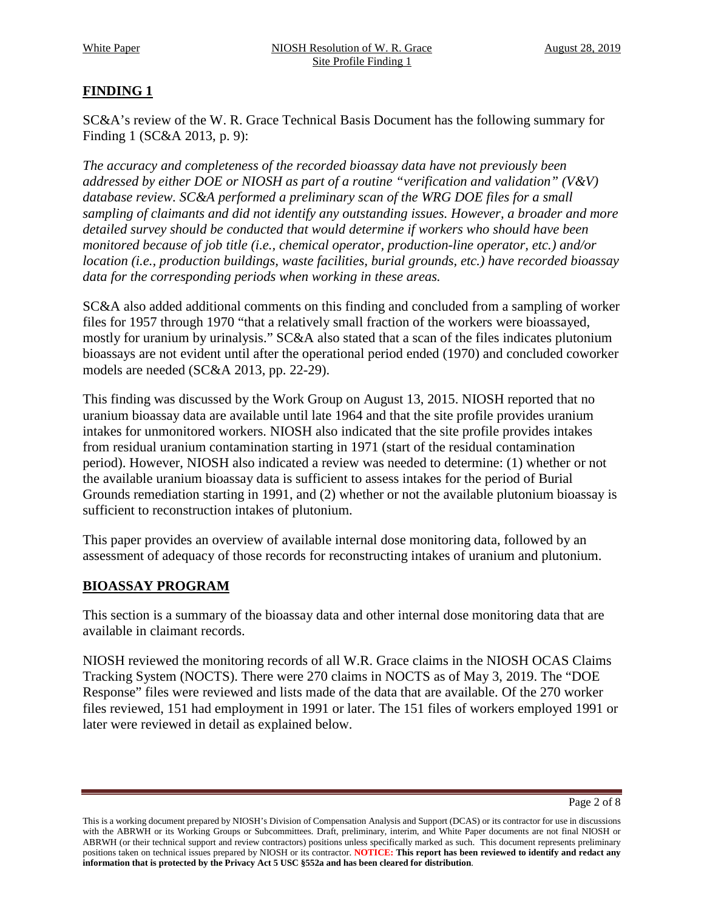## FINDING 1

SC&A's review of the W. R. Grace Technical Basis Document has the following summary for Finding 1 (SC&A 2013, p. 9):

*The accuracy and completeness of the recorded bioassay data have not previously been addressed by either DOE or NIOSH as part of a routine "verification and validation" (V&V) database review. SC&A performed a preliminary scan of the WRG DOE files for a small sampling of claimants and did not identify any outstanding issues. However, a broader and more detailed survey should be conducted that would determine if workers who should have been monitored because of job title (i.e., chemical operator, production-line operator, etc.) and/or location (i.e., production buildings, waste facilities, burial grounds, etc.) have recorded bioassay data for the corresponding periods when working in these areas.*

SC&A also added additional comments on this finding and concluded from a sampling of worker files for 1957 through 1970 "that a relatively small fraction of the workers were bioassayed, mostly for uranium by urinalysis." SC&A also stated that a scan of the files indicates plutonium bioassays are not evident until after the operational period ended (1970) and concluded coworker models are needed (SC&A 2013, pp. 22-29).

This finding was discussed by the Work Group on August 13, 2015. NIOSH reported that no uranium bioassay data are available until late 1964 and that the site profile provides uranium intakes for unmonitored workers. NIOSH also indicated that the site profile provides intakes from residual uranium contamination starting in 1971 (start of the residual contamination period). However, NIOSH also indicated a review was needed to determine: (1) whether or not the available uranium bioassay data is sufficient to assess intakes for the period of Burial Grounds remediation starting in 1991, and (2) whether or not the available plutonium bioassay is sufficient to reconstruction intakes of plutonium.

This paper provides an overview of available internal dose monitoring data, followed by an assessment of adequacy of those records for reconstructing intakes of uranium and plutonium.

## BIOASSAY PROGRAM

This section is a summary of the bioassay data and other internal dose monitoring data that are available in claimant records.

NIOSH reviewed the monitoring records of all W.R. Grace claims in the NIOSH OCAS Claims Tracking System (NOCTS). There were 270 claims in NOCTS as of May 3, 2019. The "DOE Response" files were reviewed and lists made of the data that are available. Of the 270 worker files reviewed, 151 had employment in 1991 or later. The 151 files of workers employed 1991 or later were reviewed in detail as explained below.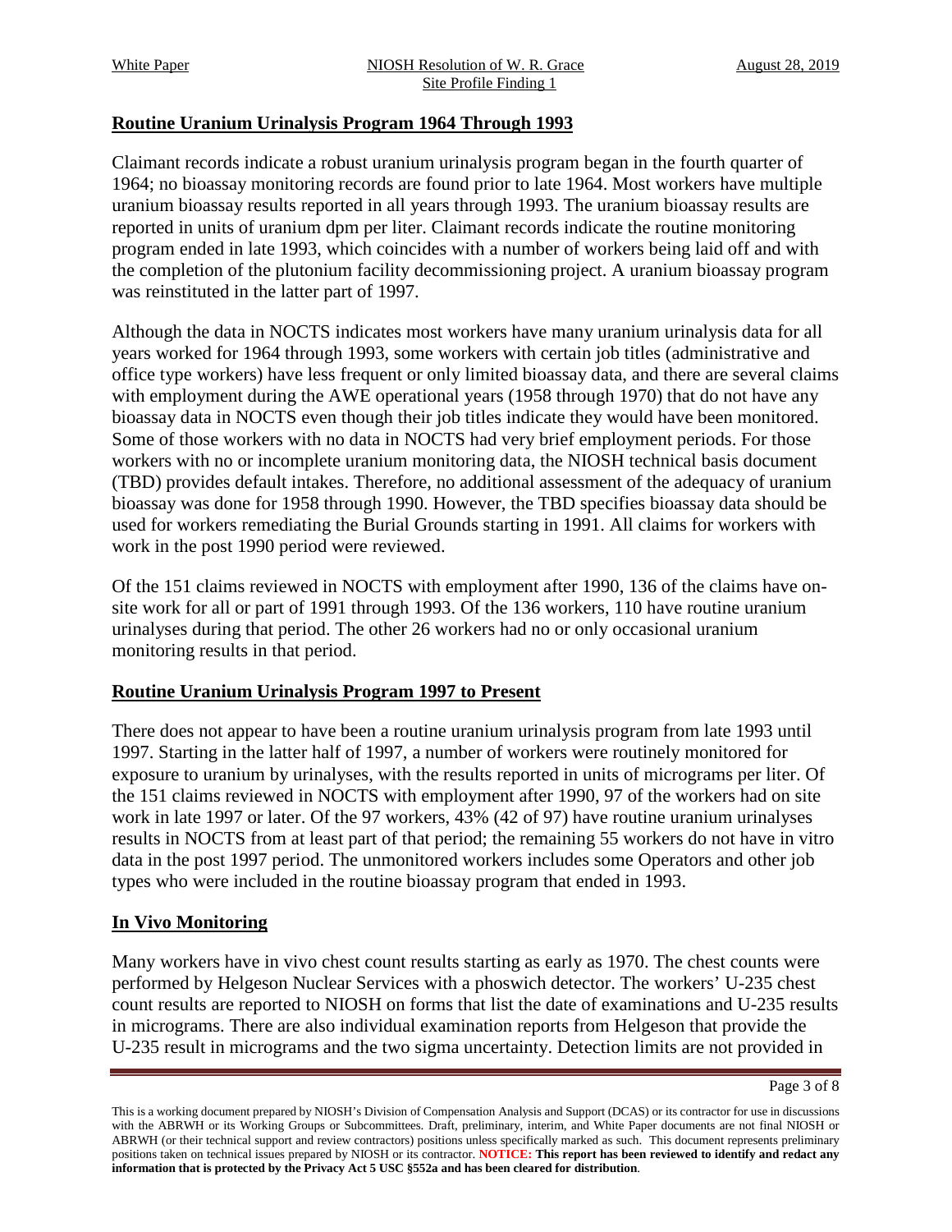## Routine Uranium Urinalysis Program 1964 Through 1993

Claimant records indicate a robust uranium urinalysis program began in the fourth quarter of 1964; no bioassay monitoring records are found prior to late 1964. Most workers have multiple uranium bioassay results reported in all years through 1993. The uranium bioassay results are reported in units of uranium dpm per liter. Claimant records indicate the routine monitoring program ended in late 1993, which coincides with a number of workers being laid off and with the completion of the plutonium facility decommissioning project. A uranium bioassay program was reinstituted in the latter part of 1997.

Although the data in NOCTS indicates most workers have many uranium urinalysis data for all years worked for 1964 through 1993, some workers with certain job titles (administrative and office type workers) have less frequent or only limited bioassay data, and there are several claims with employment during the AWE operational years (1958 through 1970) that do not have any bioassay data in NOCTS even though their job titles indicate they would have been monitored. Some of those workers with no data in NOCTS had very brief employment periods. For those workers with no or incomplete uranium monitoring data, the NIOSH technical basis document (TBD) provides default intakes. Therefore, no additional assessment of the adequacy of uranium bioassay was done for 1958 through 1990. However, the TBD specifies bioassay data should be used for workers remediating the Burial Grounds starting in 1991. All claims for workers with work in the post 1990 period were reviewed.

Of the 151 claims reviewed in NOCTS with employment after 1990, 136 of the claims have on-site work for all or part of 1991 through 1993. Of the 136 workers, 110 have routine uranium urinalyses during that period. The other 26 workers had no or only occasional uranium monitoring results in that period.

## Routine Uranium Urinalysis Program 1997 to Present

There does not appear to have been a routine uranium urinalysis program from late 1993 until 1997. Starting in the latter half of 1997, a number of workers were routinely monitored for exposure to uranium by urinalyses, with the results reported in units of micrograms per liter. Of the 151 claims reviewed in NOCTS with employment after 1990, 97 of the workers had on site work in late 1997 or later. Of the 97 workers, 43% (42 of 97) have routine uranium urinalyses results in NOCTS from at least part of that period; the remaining 55 workers do not have in vitro data in the post 1997 period. The unmonitored workers includes some Operators and other job types who were included in the routine bioassay program that ended in 1993.

## In Vivo Monitoring

Many workers have in vivo chest count results starting as early as 1970. The chest counts were performed by Helgeson Nuclear Services with a phoswich detector. The workers' U-235 chest count results are reported to NIOSH on forms that list the date of examinations and U-235 results in micrograms. There are also individual examination reports from Helgeson that provide the U-235 result in micrograms and the two sigma uncertainty. Detection limits are not provided in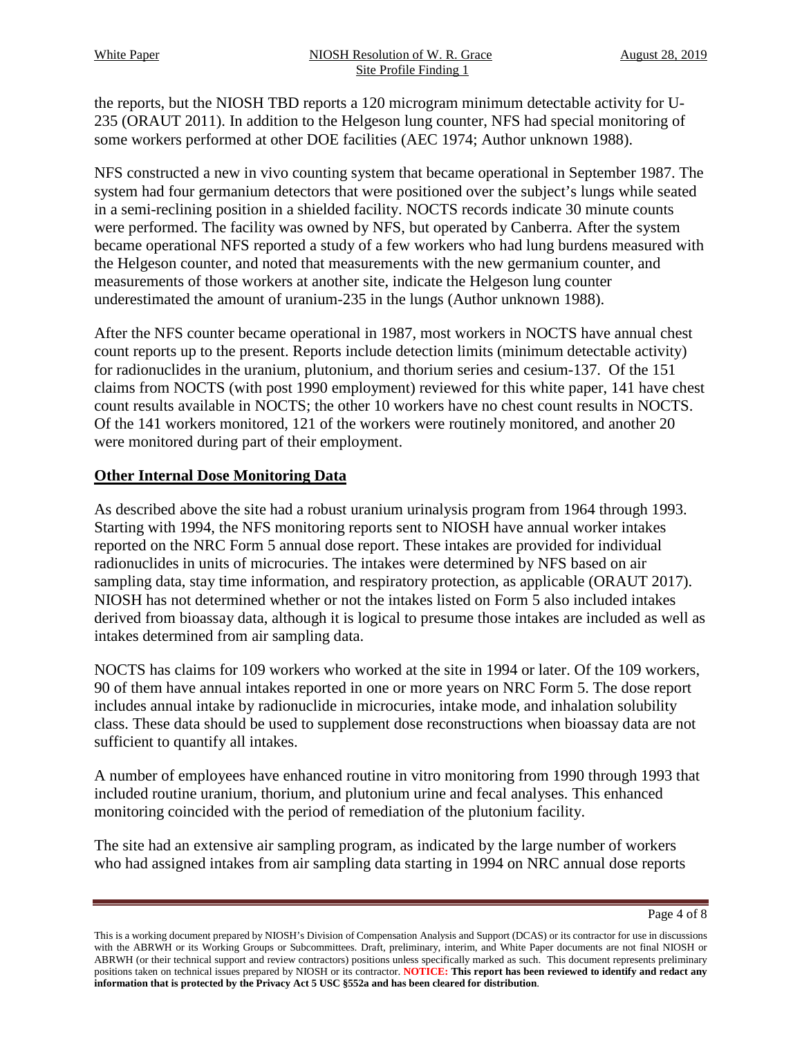the reports, but the NIOSH TBD reports a 120 microgram minimum detectable activity for U-235 (ORAUT 2011). In addition to the Helgeson lung counter, NFS had special monitoring of some workers performed at other DOE facilities (AEC 1974; Author unknown 1988).

NFS constructed a new in vivo counting system that became operational in September 1987. The system had four germanium detectors that were positioned over the subject's lungs while seated in a semi-reclining position in a shielded facility. NOCTS records indicate 30 minute counts were performed. The facility was owned by NFS, but operated by Canberra. After the system became operational NFS reported a study of a few workers who had lung burdens measured with the Helgeson counter, and noted that measurements with the new germanium counter, and measurements of those workers at another site, indicate the Helgeson lung counter underestimated the amount of uranium-235 in the lungs (Author unknown 1988).

After the NFS counter became operational in 1987, most workers in NOCTS have annual chest count reports up to the present. Reports include detection limits (minimum detectable activity) for radionuclides in the uranium, plutonium, and thorium series and cesium-137. Of the 151 claims from NOCTS (with post 1990 employment) reviewed for this white paper, 141 have chest count results available in NOCTS; the other 10 workers have no chest count results in NOCTS. Of the 141 workers monitored, 121 of the workers were routinely monitored, and another 20 were monitored during part of their employment.

## Other Internal Dose Monitoring Data

As described above the site had a robust uranium urinalysis program from 1964 through 1993. Starting with 1994, the NFS monitoring reports sent to NIOSH have annual worker intakes reported on the NRC Form 5 annual dose report. These intakes are provided for individual radionuclides in units of microcuries. The intakes were determined by NFS based on air sampling data, stay time information, and respiratory protection, as applicable (ORAUT 2017). NIOSH has not determined whether or not the intakes listed on Form 5 also included intakes derived from bioassay data, although it is logical to presume those intakes are included as well as intakes determined from air sampling data.

NOCTS has claims for 109 workers who worked at the site in 1994 or later. Of the 109 workers, 90 of them have annual intakes reported in one or more years on NRC Form 5. The dose report includes annual intake by radionuclide in microcuries, intake mode, and inhalation solubility class. These data should be used to supplement dose reconstructions when bioassay data are not sufficient to quantify all intakes.

A number of employees have enhanced routine in vitro monitoring from 1990 through 1993 that included routine uranium, thorium, and plutonium urine and fecal analyses. This enhanced monitoring coincided with the period of remediation of the plutonium facility.

The site had an extensive air sampling program, as indicated by the large number of workers who had assigned intakes from air sampling data starting in 1994 on NRC annual dose reports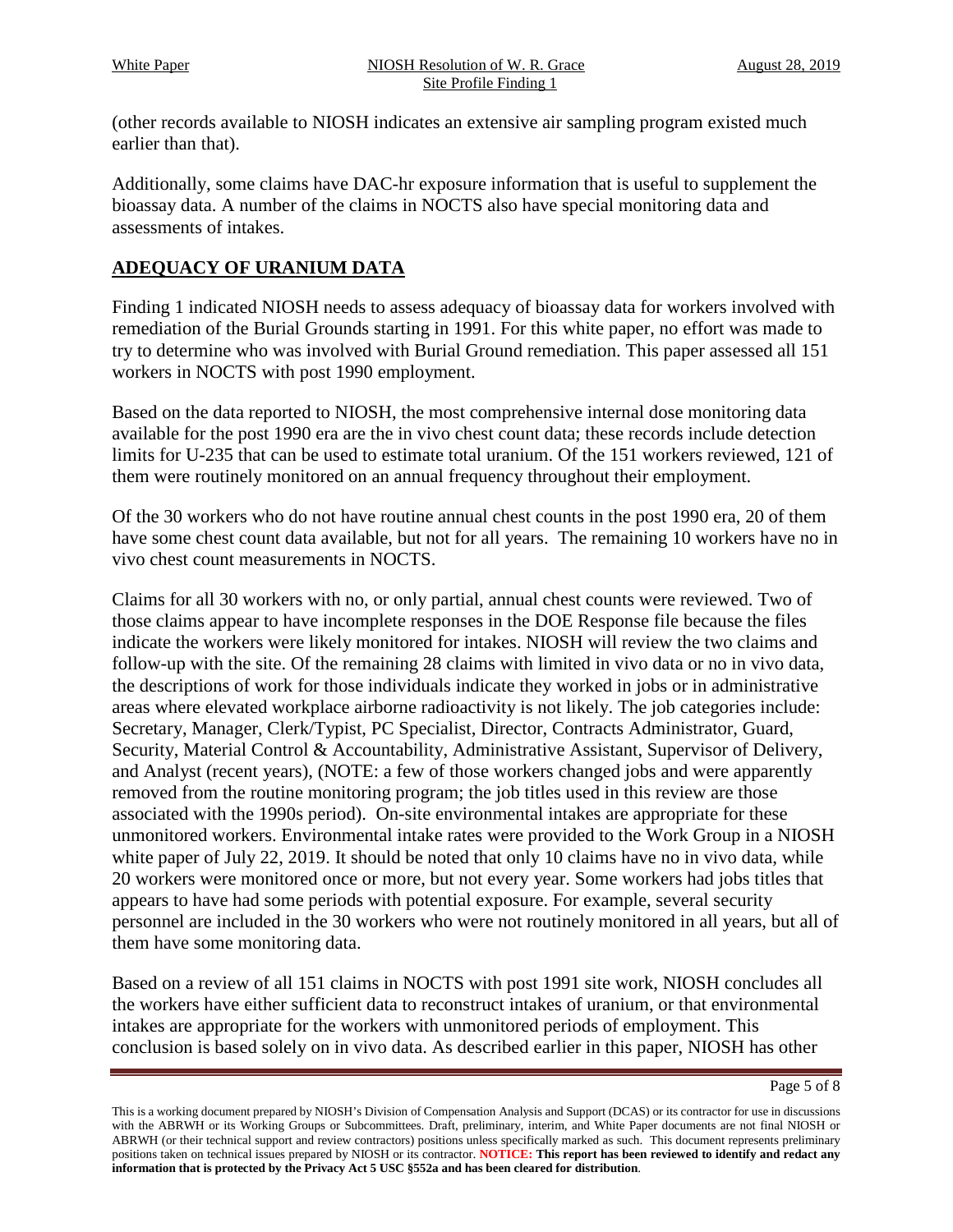(other records available to NIOSH indicates an extensive air sampling program existed much earlier than that).

Additionally, some claims have DAC-hr exposure information that is useful to supplement the bioassay data. A number of the claims in NOCTS also have special monitoring data and assessments of intakes.

## ADEQUACY OF URANIUM DATA

Finding 1 indicated NIOSH needs to assess adequacy of bioassay data for workers involved with remediation of the Burial Grounds starting in 1991. For this white paper, no effort was made to try to determine who was involved with Burial Ground remediation. This paper assessed all 151 workers in NOCTS with post 1990 employment.

Based on the data reported to NIOSH, the most comprehensive internal dose monitoring data available for the post 1990 era are the in vivo chest count data; these records include detection limits for U-235 that can be used to estimate total uranium. Of the 151 workers reviewed, 121 of them were routinely monitored on an annual frequency throughout their employment.

Of the 30 workers who do not have routine annual chest counts in the post 1990 era, 20 of them have some chest count data available, but not for all years. The remaining 10 workers have no in vivo chest count measurements in NOCTS.

Claims for all 30 workers with no, or only partial, annual chest counts were reviewed. Two of those claims appear to have incomplete responses in the DOE Response file because the files indicate the workers were likely monitored for intakes. NIOSH will review the two claims and follow-up with the site. Of the remaining 28 claims with limited in vivo data or no in vivo data, the descriptions of work for those individuals indicate they worked in jobs or in administrative areas where elevated workplace airborne radioactivity is not likely. The job categories include: Secretary, Manager, Clerk/Typist, PC Specialist, Director, Contracts Administrator, Guard, Security, Material Control & Accountability, Administrative Assistant, Supervisor of Delivery, and Analyst (recent years), (NOTE: a few of those workers changed jobs and were apparently removed from the routine monitoring program; the job titles used in this review are those associated with the 1990s period). On-site environmental intakes are appropriate for these unmonitored workers. Environmental intake rates were provided to the Work Group in a NIOSH white paper of July 22, 2019. It should be noted that only 10 claims have no in vivo data, while 20 workers were monitored once or more, but not every year. Some workers had jobs titles that appears to have had some periods with potential exposure. For example, several security personnel are included in the 30 workers who were not routinely monitored in all years, but all of them have some monitoring data.

Based on a review of all 151 claims in NOCTS with post 1991 site work, NIOSH concludes all the workers have either sufficient data to reconstruct intakes of uranium, or that environmental intakes are appropriate for the workers with unmonitored periods of employment. This conclusion is based solely on in vivo data. As described earlier in this paper, NIOSH has other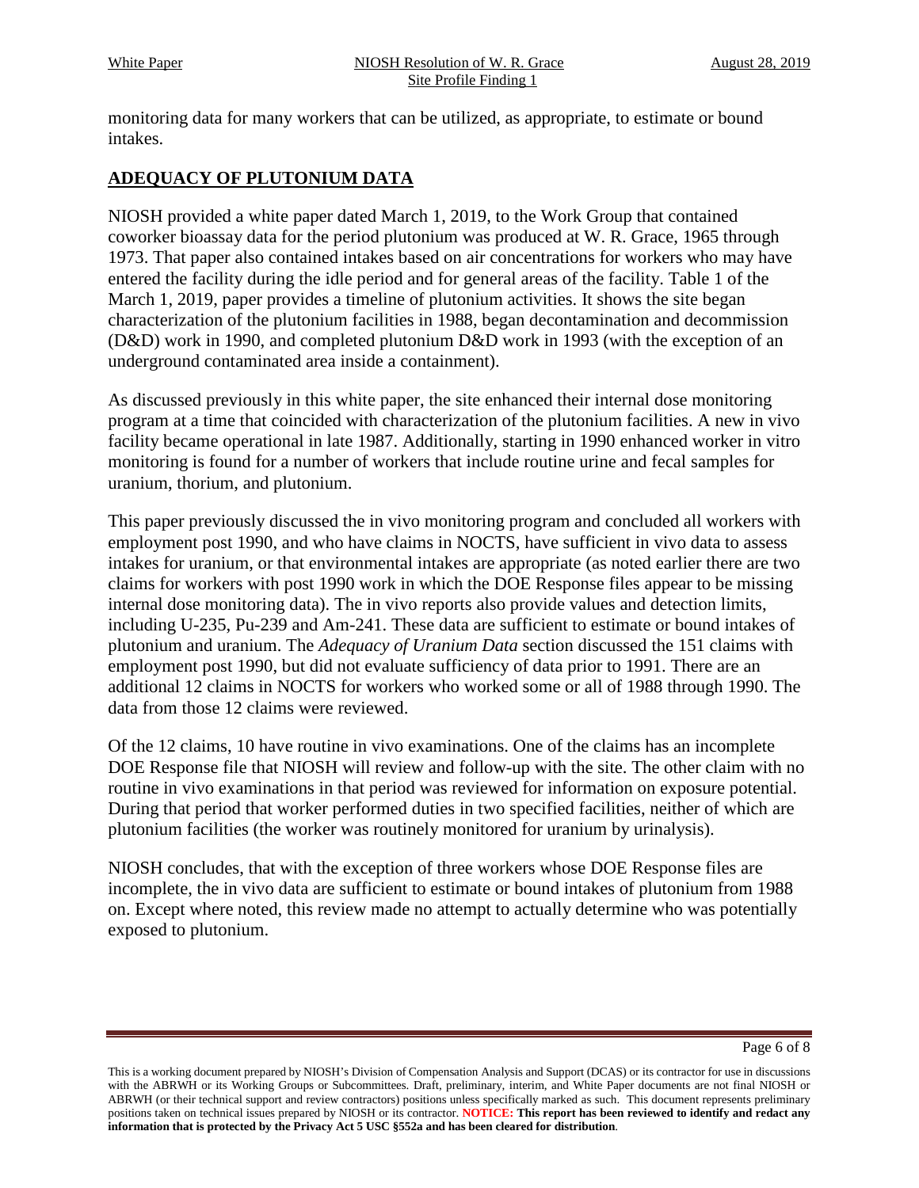monitoring data for many workers that can be utilized, as appropriate, to estimate or bound intakes.

## ADEQUACY OF PLUTONIUM DATA

NIOSH provided a white paper dated March 1, 2019, to the Work Group that contained coworker bioassay data for the period plutonium was produced at W. R. Grace, 1965 through 1973. That paper also contained intakes based on air concentrations for workers who may have entered the facility during the idle period and for general areas of the facility. Table 1 of the March 1, 2019, paper provides a timeline of plutonium activities. It shows the site began characterization of the plutonium facilities in 1988, began decontamination and decommission (D&D) work in 1990, and completed plutonium D&D work in 1993 (with the exception of an underground contaminated area inside a containment).

As discussed previously in this white paper, the site enhanced their internal dose monitoring program at a time that coincided with characterization of the plutonium facilities. A new in vivo facility became operational in late 1987. Additionally, starting in 1990 enhanced worker in vitro monitoring is found for a number of workers that include routine urine and fecal samples for uranium, thorium, and plutonium.

This paper previously discussed the in vivo monitoring program and concluded all workers with employment post 1990, and who have claims in NOCTS, have sufficient in vivo data to assess intakes for uranium, or that environmental intakes are appropriate (as noted earlier there are two claims for workers with post 1990 work in which the DOE Response files appear to be missing internal dose monitoring data). The in vivo reports also provide values and detection limits, including U-235, Pu-239 and Am-241. These data are sufficient to estimate or bound intakes of plutonium and uranium. The *Adequacy of Uranium Data* section discussed the 151 claims with employment post 1990, but did not evaluate sufficiency of data prior to 1991. There are an additional 12 claims in NOCTS for workers who worked some or all of 1988 through 1990. The data from those 12 claims were reviewed.

Of the 12 claims, 10 have routine in vivo examinations. One of the claims has an incomplete DOE Response file that NIOSH will review and follow-up with the site. The other claim with no routine in vivo examinations in that period was reviewed for information on exposure potential. During that period that worker performed duties in two specified facilities, neither of which are plutonium facilities (the worker was routinely monitored for uranium by urinalysis).

NIOSH concludes, that with the exception of three workers whose DOE Response files are incomplete, the in vivo data are sufficient to estimate or bound intakes of plutonium from 1988 on. Except where noted, this review made no attempt to actually determine who was potentially exposed to plutonium.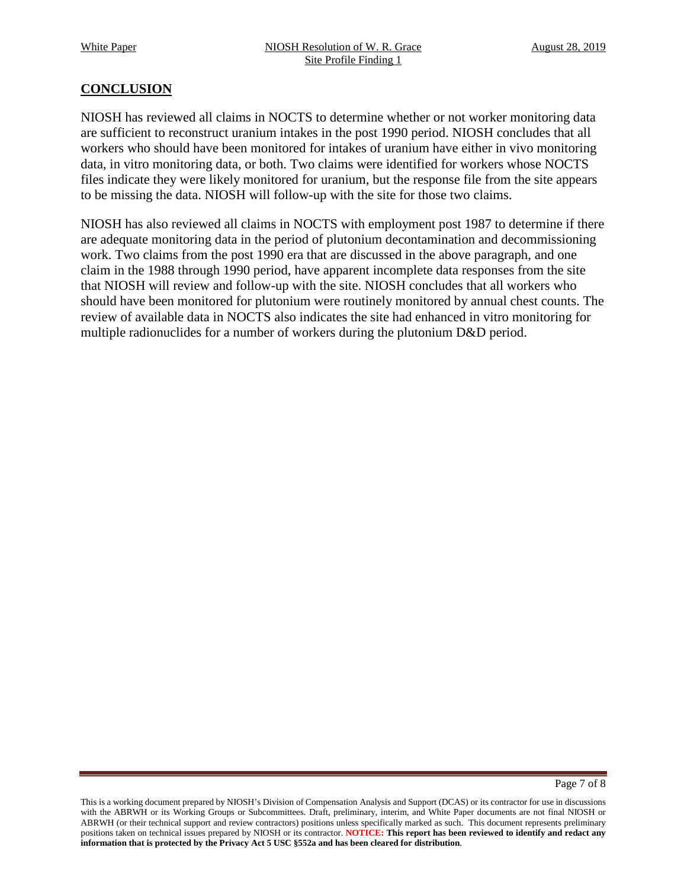## CONCLUSION

NIOSH has reviewed all claims in NOCTS to determine whether or not worker monitoring data are sufficient to reconstruct uranium intakes in the post 1990 period. NIOSH concludes that all workers who should have been monitored for intakes of uranium have either in vivo monitoring data, in vitro monitoring data, or both. Two claims were identified for workers whose NOCTS files indicate they were likely monitored for uranium, but the response file from the site appears to be missing the data. NIOSH will follow-up with the site for those two claims.

NIOSH has also reviewed all claims in NOCTS with employment post 1987 to determine if there are adequate monitoring data in the period of plutonium decontamination and decommissioning work. Two claims from the post 1990 era that are discussed in the above paragraph, and one claim in the 1988 through 1990 period, have apparent incomplete data responses from the site that NIOSH will review and follow-up with the site. NIOSH concludes that all workers who should have been monitored for plutonium were routinely monitored by annual chest counts. The review of available data in NOCTS also indicates the site had enhanced in vitro monitoring for multiple radionuclides for a number of workers during the plutonium D&D period.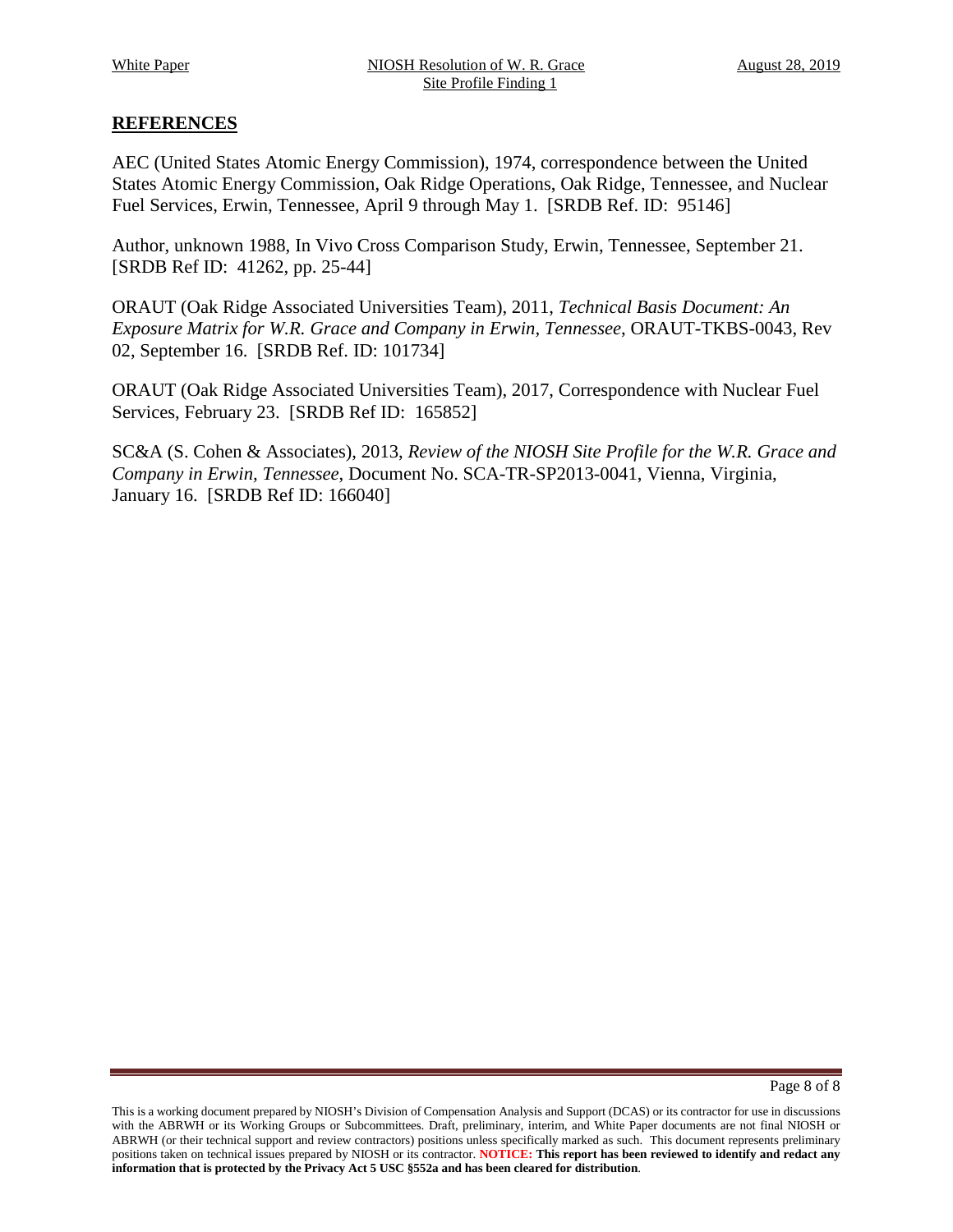## REFERENCES

AEC (United States Atomic Energy Commission), 1974, correspondence between the United States Atomic Energy Commission, Oak Ridge Operations, Oak Ridge, Tennessee, and Nuclear Fuel Services, Erwin, Tennessee, April 9 through May 1. [SRDB Ref. ID: 95146]

Author, unknown 1988, In Vivo Cross Comparison Study, Erwin, Tennessee, September 21. [SRDB Ref ID: 41262, pp. 25-44]

ORAUT (Oak Ridge Associated Universities Team), 2011, *Technical Basis Document: An Exposure Matrix for W.R. Grace and Company in Erwin, Tennessee*, ORAUT-TKBS-0043, Rev 02, September 16. [SRDB Ref. ID: 101734]

ORAUT (Oak Ridge Associated Universities Team), 2017, Correspondence with Nuclear Fuel Services, February 23. [SRDB Ref ID: 165852]

SC&A (S. Cohen & Associates), 2013, *Review of the NIOSH Site Profile for the W.R. Grace and Company in Erwin, Tennessee*, Document No. SCA-TR-SP2013-0041, Vienna, Virginia, January 16. [SRDB Ref ID: 166040]

This is a working document prepared by NIOSH's Division of Compensation Analysis and Support (DCAS) or its contractor for use in discussions with the ABRWH or its Working Groups or Subcommittees. Draft, preliminary, interim, and White Paper documents are not final NIOSH or ABRWH (or their technical support and review contractors) positions unless specifically marked as such. This document represents preliminary positions taken on technical issues prepared by NIOSH or its contractor. **NOTICE: This report has been reviewed to identify and redact any information that is protected by the Privacy Act 5 USC §552a and has been cleared for distribution**.